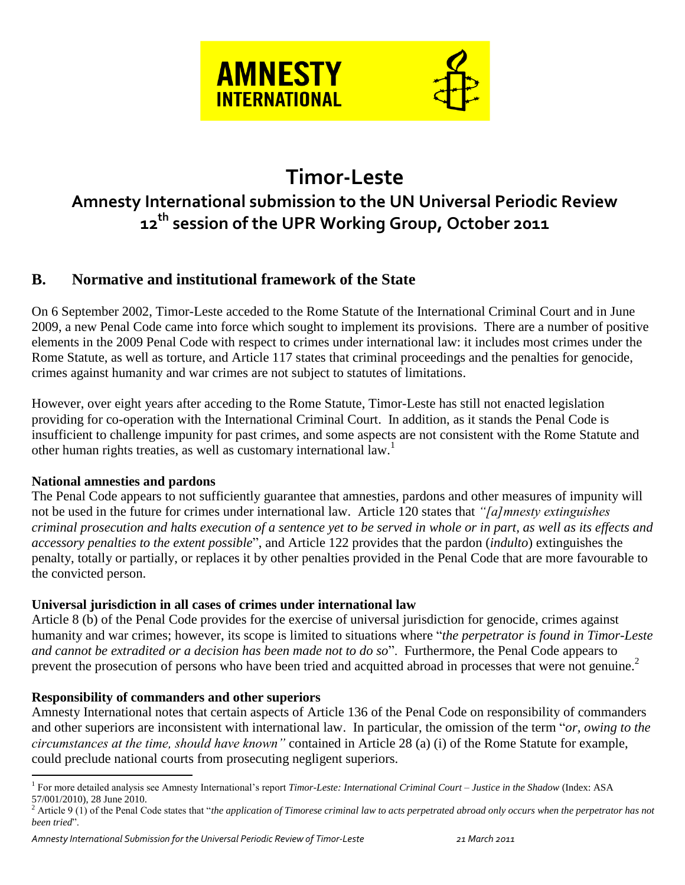# Timor-Leste

## Amnesty International submission to the UN Universal Periodic Review 12th session of the UPR Working Group, October 2011

## B. Normative and institutional framework of the State

On 6 September 2002, Timor-Leste acceded to the Rome Statute of the International Criminal Court and in June 2009, a new Penal Code came into force which sought to implement its provisions. There are a number of positive elements in the 2009 Penal Code with respect to crimes under international law: it includes most crimes under the Rome Statute, as well as torture, and Article 117 states that criminal proceedings and the penalties for genocide, crimes against humanity and war crimes are not subject to statutes of limitations.

However, over eight years after acceding to the Rome Statute, Timor-Leste has still not enacted legislation providing for co-operation with the International Criminal Court. In addition, as it stands the Penal Code is insufficient to challenge impunity for past crimes, and some aspects are not consistent with the Rome Statute and other human rights treaties, as well as customary international law.[1]

**National amnesties and pardons**

The Penal Code appears to not sufficiently guarantee that amnesties, pardons and other measures of impunity will not be used in the future for crimes under international law. Article 120 states that *"[a]mnesty extinguishes criminal prosecution and halts execution of a sentence yet to be served in whole or in part, as well as its effects and accessory penalties to the extent possible*", and Article 122 provides that the pardon (*indulto*) extinguishes the penalty, totally or partially, or replaces it by other penalties provided in the Penal Code that are more favourable to the convicted person.

**Universal jurisdiction in all cases of crimes under international law**

Article 8 (b) of the Penal Code provides for the exercise of universal jurisdiction for genocide, crimes against humanity and war crimes; however, its scope is limited to situations where "*the perpetrator is found in Timor-Leste and cannot be extradited or a decision has been made not to do so*". Furthermore, the Penal Code appears to prevent the prosecution of persons who have been tried and acquitted abroad in processes that were not genuine.[2]

**Responsibility of commanders and other superiors**

Amnesty International notes that certain aspects of Article 136 of the Penal Code on responsibility of commanders and other superiors are inconsistent with international law. In particular, the omission of the term "*or, owing to the circumstances at the time, should have known"* contained in Article 28 (a) (i) of the Rome Statute for example, could preclude national courts from prosecuting negligent superiors.

---

[1] For more detailed analysis see Amnesty International's report *Timor-Leste: International Criminal Court – Justice in the Shadow* (Index: ASA 57/001/2010), 28 June 2010.

[2] Article 9 (1) of the Penal Code states that "*the application of Timorese criminal law to acts perpetrated abroad only occurs when the perpetrator has not been tried*".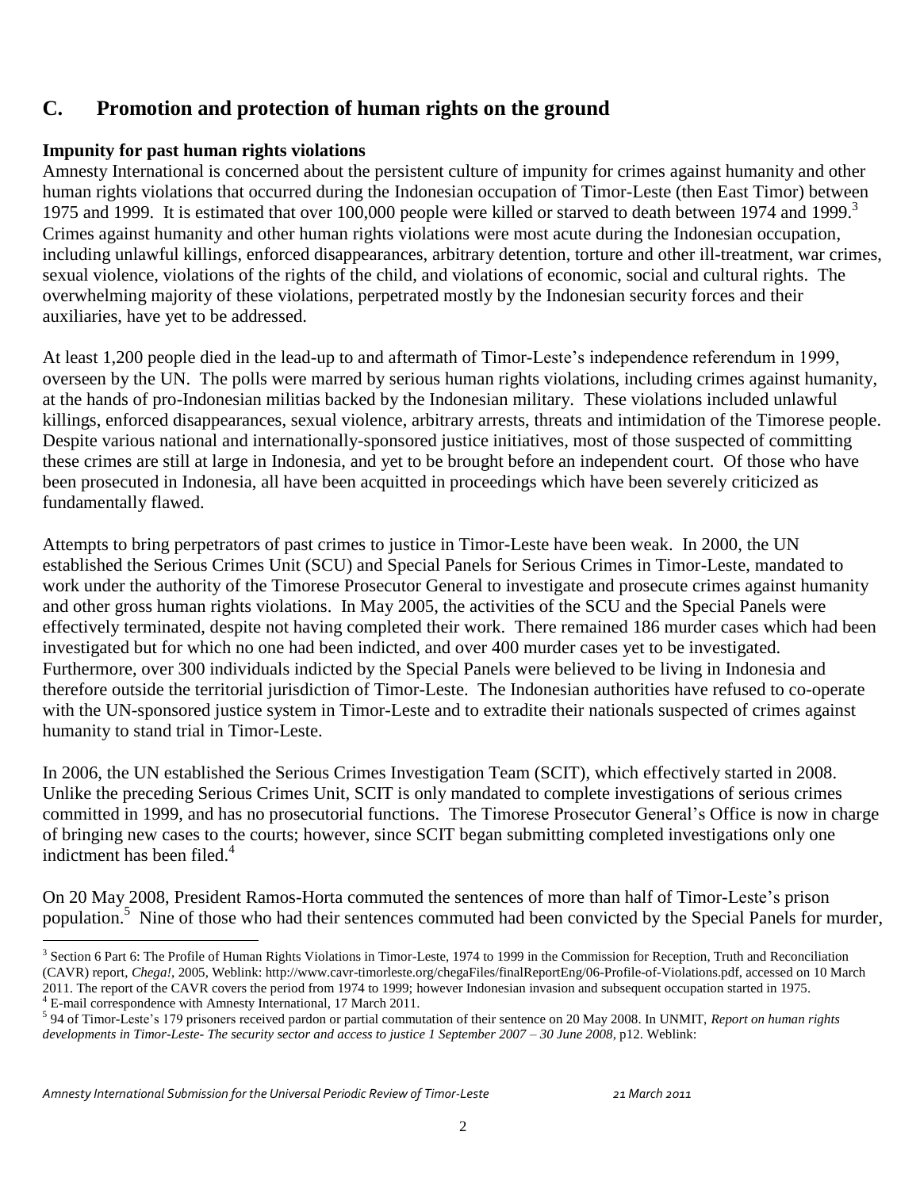## C. Promotion and protection of human rights on the ground

### Impunity for past human rights violations

Amnesty International is concerned about the persistent culture of impunity for crimes against humanity and other human rights violations that occurred during the Indonesian occupation of Timor-Leste (then East Timor) between 1975 and 1999. It is estimated that over 100,000 people were killed or starved to death between 1974 and 1999.[3] Crimes against humanity and other human rights violations were most acute during the Indonesian occupation, including unlawful killings, enforced disappearances, arbitrary detention, torture and other ill-treatment, war crimes, sexual violence, violations of the rights of the child, and violations of economic, social and cultural rights. The overwhelming majority of these violations, perpetrated mostly by the Indonesian security forces and their auxiliaries, have yet to be addressed.

At least 1,200 people died in the lead-up to and aftermath of Timor-Leste's independence referendum in 1999, overseen by the UN. The polls were marred by serious human rights violations, including crimes against humanity, at the hands of pro-Indonesian militias backed by the Indonesian military. These violations included unlawful killings, enforced disappearances, sexual violence, arbitrary arrests, threats and intimidation of the Timorese people. Despite various national and internationally-sponsored justice initiatives, most of those suspected of committing these crimes are still at large in Indonesia, and yet to be brought before an independent court. Of those who have been prosecuted in Indonesia, all have been acquitted in proceedings which have been severely criticized as fundamentally flawed.

Attempts to bring perpetrators of past crimes to justice in Timor-Leste have been weak. In 2000, the UN established the Serious Crimes Unit (SCU) and Special Panels for Serious Crimes in Timor-Leste, mandated to work under the authority of the Timorese Prosecutor General to investigate and prosecute crimes against humanity and other gross human rights violations. In May 2005, the activities of the SCU and the Special Panels were effectively terminated, despite not having completed their work. There remained 186 murder cases which had been investigated but for which no one had been indicted, and over 400 murder cases yet to be investigated. Furthermore, over 300 individuals indicted by the Special Panels were believed to be living in Indonesia and therefore outside the territorial jurisdiction of Timor-Leste. The Indonesian authorities have refused to co-operate with the UN-sponsored justice system in Timor-Leste and to extradite their nationals suspected of crimes against humanity to stand trial in Timor-Leste.

In 2006, the UN established the Serious Crimes Investigation Team (SCIT), which effectively started in 2008. Unlike the preceding Serious Crimes Unit, SCIT is only mandated to complete investigations of serious crimes committed in 1999, and has no prosecutorial functions. The Timorese Prosecutor General's Office is now in charge of bringing new cases to the courts; however, since SCIT began submitting completed investigations only one indictment has been filed.[4]

On 20 May 2008, President Ramos-Horta commuted the sentences of more than half of Timor-Leste's prison population.[5] Nine of those who had their sentences commuted had been convicted by the Special Panels for murder,

---

[3] Section 6 Part 6: The Profile of Human Rights Violations in Timor-Leste, 1974 to 1999 in the Commission for Reception, Truth and Reconciliation (CAVR) report, *Chega!*, 2005, Weblink: http://www.cavr-timorleste.org/chegaFiles/finalReportEng/06-Profile-of-Violations.pdf, accessed on 10 March 2011. The report of the CAVR covers the period from 1974 to 1999; however Indonesian invasion and subsequent occupation started in 1975.

[4] E-mail correspondence with Amnesty International, 17 March 2011.

[5] 94 of Timor-Leste's 179 prisoners received pardon or partial commutation of their sentence on 20 May 2008. In UNMIT, *Report on human rights developments in Timor-Leste- The security sector and access to justice 1 September 2007 – 30 June 2008*, p12. Weblink: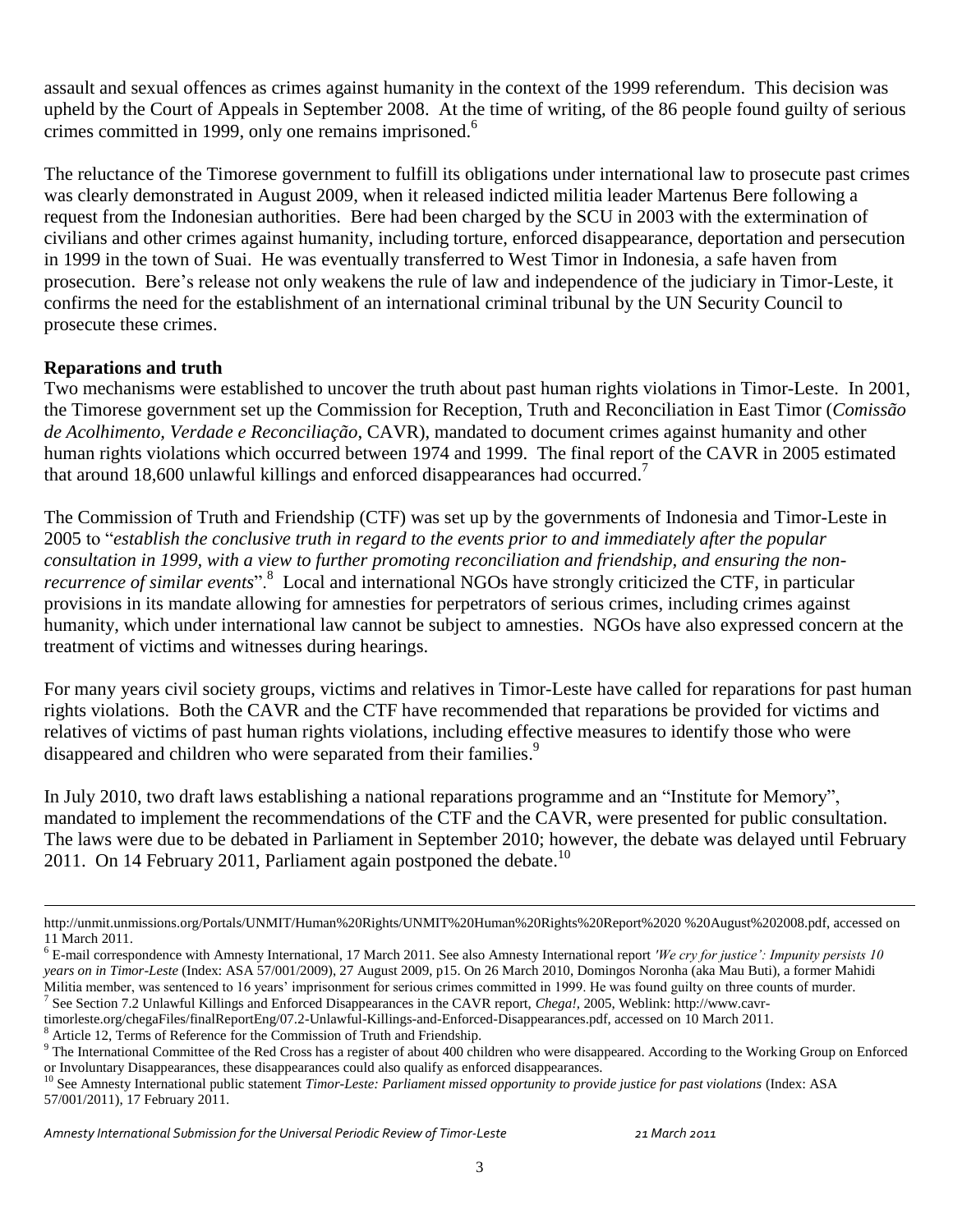assault and sexual offences as crimes against humanity in the context of the 1999 referendum. This decision was upheld by the Court of Appeals in September 2008. At the time of writing, of the 86 people found guilty of serious crimes committed in 1999, only one remains imprisoned.[6]

The reluctance of the Timorese government to fulfill its obligations under international law to prosecute past crimes was clearly demonstrated in August 2009, when it released indicted militia leader Martenus Bere following a request from the Indonesian authorities. Bere had been charged by the SCU in 2003 with the extermination of civilians and other crimes against humanity, including torture, enforced disappearance, deportation and persecution in 1999 in the town of Suai. He was eventually transferred to West Timor in Indonesia, a safe haven from prosecution. Bere's release not only weakens the rule of law and independence of the judiciary in Timor-Leste, it confirms the need for the establishment of an international criminal tribunal by the UN Security Council to prosecute these crimes.

**Reparations and truth**

Two mechanisms were established to uncover the truth about past human rights violations in Timor-Leste. In 2001, the Timorese government set up the Commission for Reception, Truth and Reconciliation in East Timor (*Comissão de Acolhimento, Verdade e Reconciliação*, CAVR), mandated to document crimes against humanity and other human rights violations which occurred between 1974 and 1999. The final report of the CAVR in 2005 estimated that around 18,600 unlawful killings and enforced disappearances had occurred.[7]

The Commission of Truth and Friendship (CTF) was set up by the governments of Indonesia and Timor-Leste in 2005 to "*establish the conclusive truth in regard to the events prior to and immediately after the popular consultation in 1999, with a view to further promoting reconciliation and friendship, and ensuring the non-recurrence of similar events*".[8] Local and international NGOs have strongly criticized the CTF, in particular provisions in its mandate allowing for amnesties for perpetrators of serious crimes, including crimes against humanity, which under international law cannot be subject to amnesties. NGOs have also expressed concern at the treatment of victims and witnesses during hearings.

For many years civil society groups, victims and relatives in Timor-Leste have called for reparations for past human rights violations. Both the CAVR and the CTF have recommended that reparations be provided for victims and relatives of victims of past human rights violations, including effective measures to identify those who were disappeared and children who were separated from their families.[9]

In July 2010, two draft laws establishing a national reparations programme and an "Institute for Memory", mandated to implement the recommendations of the CTF and the CAVR, were presented for public consultation. The laws were due to be debated in Parliament in September 2010; however, the debate was delayed until February 2011. On 14 February 2011, Parliament again postponed the debate.[10]

---

http://unmit.unmissions.org/Portals/UNMIT/Human%20Rights/UNMIT%20Human%20Rights%20Report%2020 %20August%202008.pdf, accessed on 11 March 2011.

[6] E-mail correspondence with Amnesty International, 17 March 2011. See also Amnesty International report *'We cry for justice': Impunity persists 10 years on in Timor-Leste* (Index: ASA 57/001/2009), 27 August 2009, p15. On 26 March 2010, Domingos Noronha (aka Mau Buti), a former Mahidi Militia member, was sentenced to 16 years' imprisonment for serious crimes committed in 1999. He was found guilty on three counts of murder.

[7] See Section 7.2 Unlawful Killings and Enforced Disappearances in the CAVR report, *Chega!*, 2005, Weblink: http://www.cavr-timorleste.org/chegaFiles/finalReportEng/07.2-Unlawful-Killings-and-Enforced-Disappearances.pdf, accessed on 10 March 2011.

[8] Article 12, Terms of Reference for the Commission of Truth and Friendship.

[9] The International Committee of the Red Cross has a register of about 400 children who were disappeared. According to the Working Group on Enforced or Involuntary Disappearances, these disappearances could also qualify as enforced disappearances.

[10] See Amnesty International public statement *Timor-Leste: Parliament missed opportunity to provide justice for past violations* (Index: ASA 57/001/2011), 17 February 2011.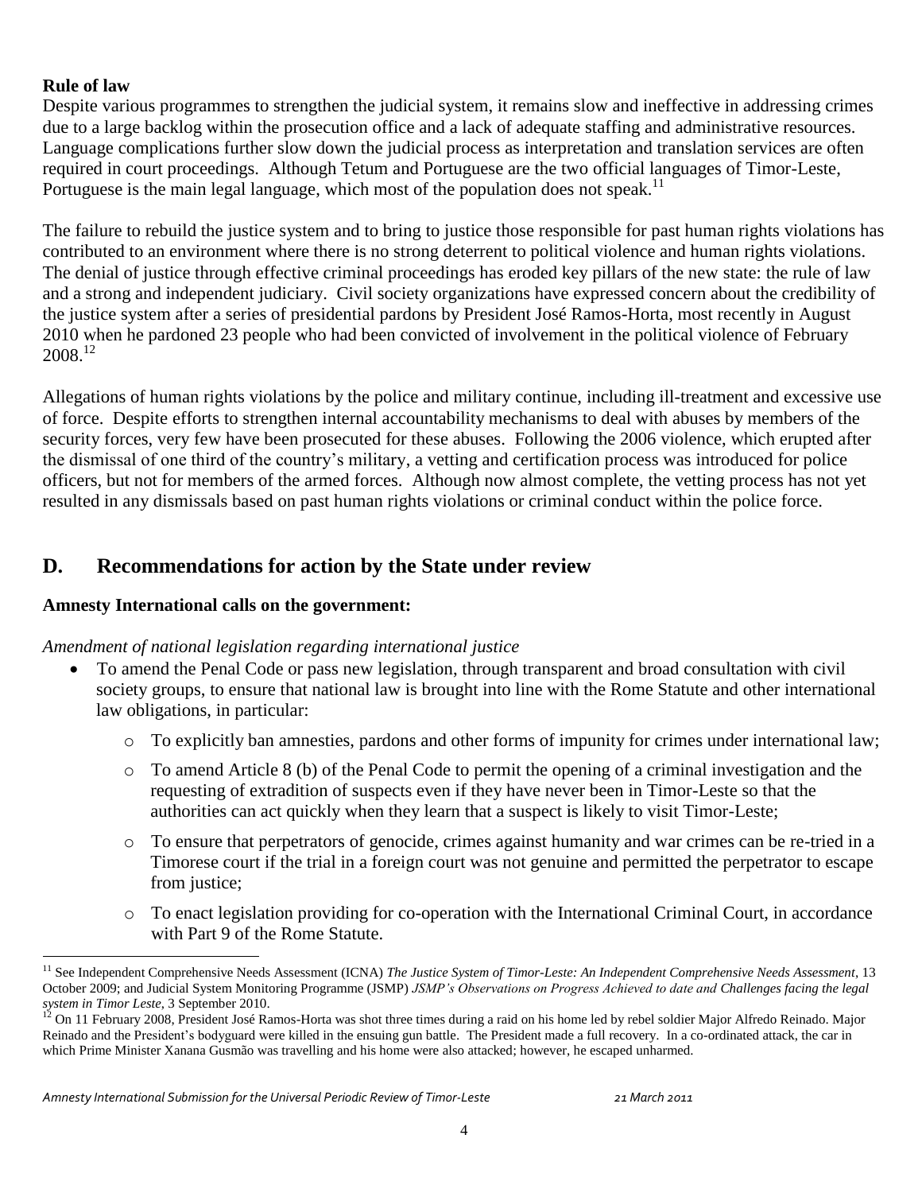**Rule of law**

Despite various programmes to strengthen the judicial system, it remains slow and ineffective in addressing crimes due to a large backlog within the prosecution office and a lack of adequate staffing and administrative resources. Language complications further slow down the judicial process as interpretation and translation services are often required in court proceedings. Although Tetum and Portuguese are the two official languages of Timor-Leste, Portuguese is the main legal language, which most of the population does not speak.[11]

The failure to rebuild the justice system and to bring to justice those responsible for past human rights violations has contributed to an environment where there is no strong deterrent to political violence and human rights violations. The denial of justice through effective criminal proceedings has eroded key pillars of the new state: the rule of law and a strong and independent judiciary. Civil society organizations have expressed concern about the credibility of the justice system after a series of presidential pardons by President José Ramos-Horta, most recently in August 2010 when he pardoned 23 people who had been convicted of involvement in the political violence of February 2008.[12]

Allegations of human rights violations by the police and military continue, including ill-treatment and excessive use of force. Despite efforts to strengthen internal accountability mechanisms to deal with abuses by members of the security forces, very few have been prosecuted for these abuses. Following the 2006 violence, which erupted after the dismissal of one third of the country's military, a vetting and certification process was introduced for police officers, but not for members of the armed forces. Although now almost complete, the vetting process has not yet resulted in any dismissals based on past human rights violations or criminal conduct within the police force.

## D. Recommendations for action by the State under review

**Amnesty International calls on the government:**

*Amendment of national legislation regarding international justice*

- To amend the Penal Code or pass new legislation, through transparent and broad consultation with civil society groups, to ensure that national law is brought into line with the Rome Statute and other international law obligations, in particular:
  - To explicitly ban amnesties, pardons and other forms of impunity for crimes under international law;
  - To amend Article 8 (b) of the Penal Code to permit the opening of a criminal investigation and the requesting of extradition of suspects even if they have never been in Timor-Leste so that the authorities can act quickly when they learn that a suspect is likely to visit Timor-Leste;
  - To ensure that perpetrators of genocide, crimes against humanity and war crimes can be re-tried in a Timorese court if the trial in a foreign court was not genuine and permitted the perpetrator to escape from justice;
  - To enact legislation providing for co-operation with the International Criminal Court, in accordance with Part 9 of the Rome Statute.

---

[11] See Independent Comprehensive Needs Assessment (ICNA) *The Justice System of Timor-Leste: An Independent Comprehensive Needs Assessment*, 13 October 2009; and Judicial System Monitoring Programme (JSMP) *JSMP's Observations on Progress Achieved to date and Challenges facing the legal system in Timor Leste*, 3 September 2010.

[12] On 11 February 2008, President José Ramos-Horta was shot three times during a raid on his home led by rebel soldier Major Alfredo Reinado. Major Reinado and the President's bodyguard were killed in the ensuing gun battle. The President made a full recovery. In a co-ordinated attack, the car in which Prime Minister Xanana Gusmão was travelling and his home were also attacked; however, he escaped unharmed.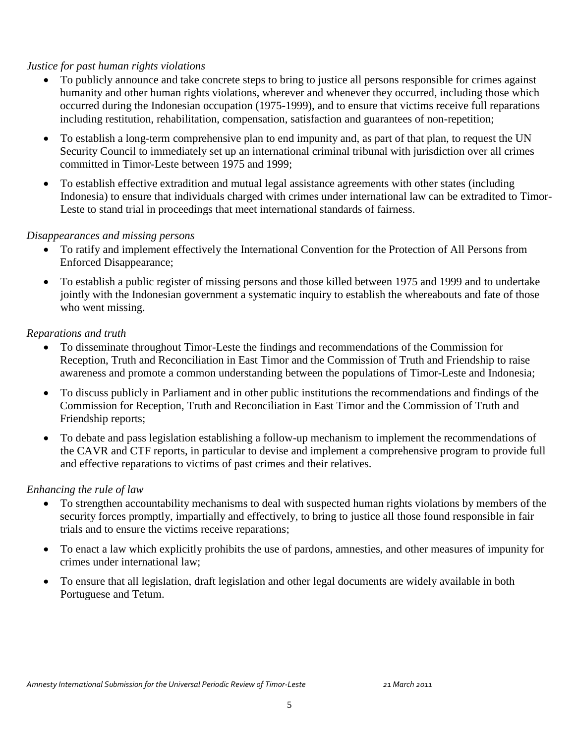*Justice for past human rights violations*

- To publicly announce and take concrete steps to bring to justice all persons responsible for crimes against humanity and other human rights violations, wherever and whenever they occurred, including those which occurred during the Indonesian occupation (1975-1999), and to ensure that victims receive full reparations including restitution, rehabilitation, compensation, satisfaction and guarantees of non-repetition;
- To establish a long-term comprehensive plan to end impunity and, as part of that plan, to request the UN Security Council to immediately set up an international criminal tribunal with jurisdiction over all crimes committed in Timor-Leste between 1975 and 1999;
- To establish effective extradition and mutual legal assistance agreements with other states (including Indonesia) to ensure that individuals charged with crimes under international law can be extradited to Timor-Leste to stand trial in proceedings that meet international standards of fairness.

*Disappearances and missing persons*

- To ratify and implement effectively the International Convention for the Protection of All Persons from Enforced Disappearance;
- To establish a public register of missing persons and those killed between 1975 and 1999 and to undertake jointly with the Indonesian government a systematic inquiry to establish the whereabouts and fate of those who went missing.

*Reparations and truth*

- To disseminate throughout Timor-Leste the findings and recommendations of the Commission for Reception, Truth and Reconciliation in East Timor and the Commission of Truth and Friendship to raise awareness and promote a common understanding between the populations of Timor-Leste and Indonesia;
- To discuss publicly in Parliament and in other public institutions the recommendations and findings of the Commission for Reception, Truth and Reconciliation in East Timor and the Commission of Truth and Friendship reports;
- To debate and pass legislation establishing a follow-up mechanism to implement the recommendations of the CAVR and CTF reports, in particular to devise and implement a comprehensive program to provide full and effective reparations to victims of past crimes and their relatives.

*Enhancing the rule of law*

- To strengthen accountability mechanisms to deal with suspected human rights violations by members of the security forces promptly, impartially and effectively, to bring to justice all those found responsible in fair trials and to ensure the victims receive reparations;
- To enact a law which explicitly prohibits the use of pardons, amnesties, and other measures of impunity for crimes under international law;
- To ensure that all legislation, draft legislation and other legal documents are widely available in both Portuguese and Tetum.